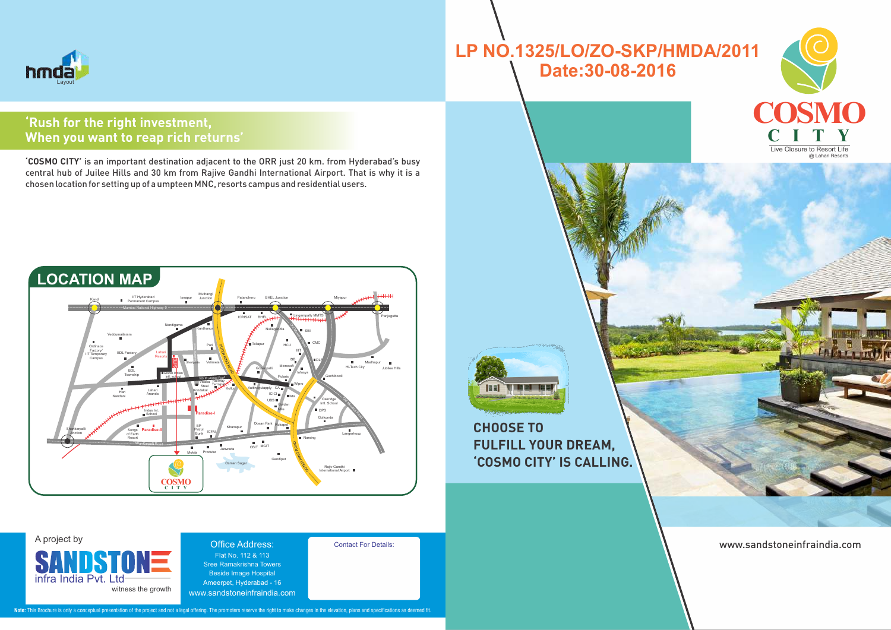hmda Layout

## 'Rush for the right investment, When you want to reap rich returns'

'**COSMO CITY**' is an important destination adjacent to the ORR just 20 km. from Hyderabad's busy central hub of Juilee Hills and 30 km from Rajive Gandhi International Airport. That is why it is a chosen location for setting up of a umpteen MNC, resorts campus and residential users.

## LOCATION MAP

A project by

**SANDSTONE** infra India Pvt. Ltd
witness the growth

**Office Address:**
Flat No. 112 & 113
Sree Ramakrishna Towers
Beside Image Hospital
Ameerpet, Hyderabad - 16
www.sandstoneinfraindia.com

Contact For Details:

**Note:** This Brochure is only a conceptual presentation of the project and not a legal offering. The promoters reserve the right to make changes in the elevation, plans and specifications as deemed fit.

# LP NO.1325/LO/ZO-SKP/HMDA/2011
# Date:30-08-2016

**COSMO CITY**
Live Closure to Resort Life
@ Lahari Resorts

## CHOOSE TO FULFILL YOUR DREAM, 'COSMO CITY' IS CALLING.

www.sandstoneinfraindia.com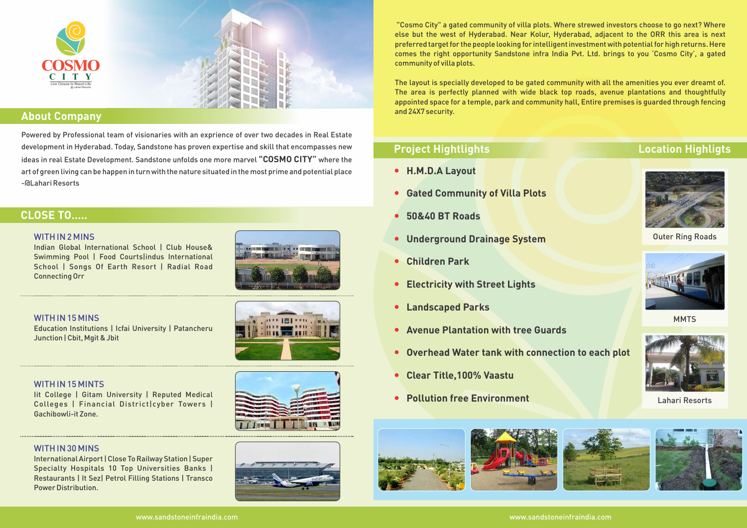COSMO CITY

Live Closure to Resort Life

@ Lahari Resorts

## About Company

Powered by Professional team of visionaries with an exprience of over two decades in Real Estate development in Hyderabad. Today, Sandstone has proven expertise and skill that encompasses new ideas in real Estate Development. Sandstone unfolds one more marvel **"COSMO CITY"** where the art of green living can be happen in turn with the nature situated in the most prime and potential place -@Lahari Resorts

## CLOSE TO.....

### WITH IN 2 MINS

Indian Global International School | Club House& Swimming Pool | Food Courts|indus International School | Songs Of Earth Resort | Radial Road Connecting Orr

### WITH IN 15 MINS

Education Institutions | Icfai University | Patancheru Junction | Cbit, Mgit & Jbit

### WITH IN 15 MINTS

Iit College | Gitam University | Reputed Medical Colleges | Financial District|cyber Towers | Gachibowli-it Zone.

### WITH IN 30 MINS

International Airport | Close To Railway Station | Super Specialty Hospitals 10 Top Universities Banks | Restaurants | It Sez| Petrol Filling Stations | Transco Power Distribution.

"Cosmo City" a gated community of villa plots. Where strewed investors choose to go next? Where else but the west of Hyderabad. Near Kolur, Hyderabad, adjacent to the ORR this area is next preferred target for the people looking for intelligent investment with potential for high returns. Here comes the right opportunity Sandstone infra India Pvt. Ltd. brings to you 'Cosmo City', a gated community of villa plots.

The layout is specially developed to be gated community with all the amenities you ever dreamt of. The area is perfectly planned with wide black top roads, avenue plantations and thoughtfully appointed space for a temple, park and community hall, Entire premises is guarded through fencing and 24X7 security.

## Project Hightlights

- **H.M.D.A Layout**
- **Gated Community of Villa Plots**
- **50&40 BT Roads**
- **Underground Drainage System**
- **Children Park**
- **Electricity with Street Lights**
- **Landscaped Parks**
- **Avenue Plantation with tree Guards**
- **Overhead Water tank with connection to each plot**
- **Clear Title,100% Vaastu**
- **Pollution free Environment**

## Location Highligts

Outer Ring Roads

MMTS

Lahari Resorts

www.sandstoneinfraindia.com

www.sandstoneinfraindia.com